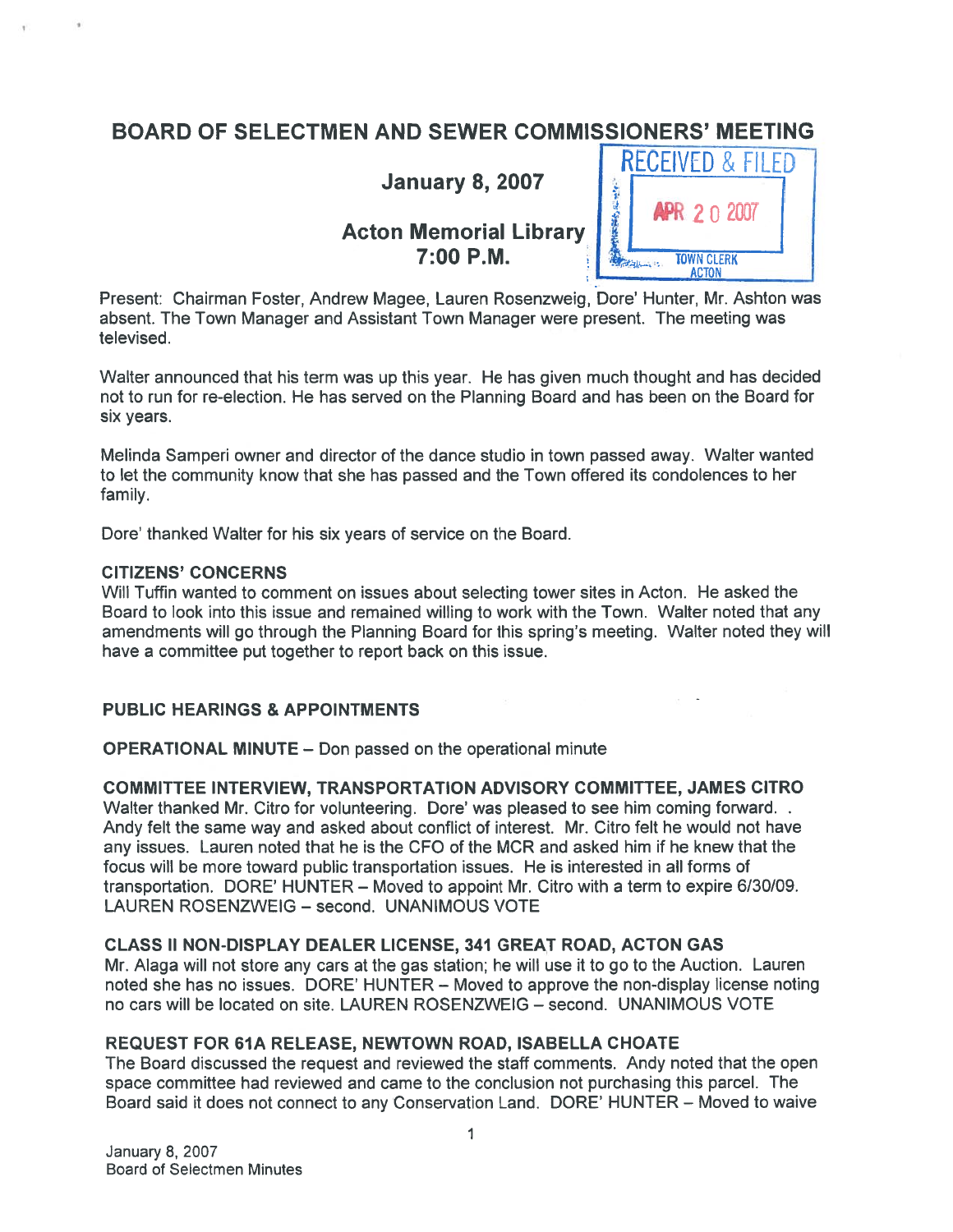# BOARD OF SELECTMEN AND SEWER COMMISSIONERS' MEETING

## January 8, 2007

## Acton Memorial Library
## 7:00 P.M.

RECEIVED & FILED
APR 20 2007
TOWN CLERK
ACTON

Present: Chairman Foster, Andrew Magee, Lauren Rosenzweig, Dore' Hunter, Mr. Ashton was absent. The Town Manager and Assistant Town Manager were present. The meeting was televised.

Walter announced that his term was up this year. He has given much thought and has decided not to run for re-election. He has served on the Planning Board and has been on the Board for six years.

Melinda Samperi owner and director of the dance studio in town passed away. Walter wanted to let the community know that she has passed and the Town offered its condolences to her family.

Dore' thanked Walter for his six years of service on the Board.

**CITIZENS' CONCERNS**
Will Tuffin wanted to comment on issues about selecting tower sites in Acton. He asked the Board to look into this issue and remained willing to work with the Town. Walter noted that any amendments will go through the Planning Board for this spring's meeting. Walter noted they will have a committee put together to report back on this issue.

**PUBLIC HEARINGS & APPOINTMENTS**

**OPERATIONAL MINUTE** – Don passed on the operational minute

**COMMITTEE INTERVIEW, TRANSPORTATION ADVISORY COMMITTEE, JAMES CITRO**
Walter thanked Mr. Citro for volunteering. Dore' was pleased to see him coming forward. . Andy felt the same way and asked about conflict of interest. Mr. Citro felt he would not have any issues. Lauren noted that he is the CFO of the MCR and asked him if he knew that the focus will be more toward public transportation issues. He is interested in all forms of transportation. DORE' HUNTER – Moved to appoint Mr. Citro with a term to expire 6/30/09. LAUREN ROSENZWEIG – second. UNANIMOUS VOTE

**CLASS II NON-DISPLAY DEALER LICENSE, 341 GREAT ROAD, ACTON GAS**
Mr. Alaga will not store any cars at the gas station; he will use it to go to the Auction. Lauren noted she has no issues. DORE' HUNTER – Moved to approve the non-display license noting no cars will be located on site. LAUREN ROSENZWEIG – second. UNANIMOUS VOTE

**REQUEST FOR 61A RELEASE, NEWTOWN ROAD, ISABELLA CHOATE**
The Board discussed the request and reviewed the staff comments. Andy noted that the open space committee had reviewed and came to the conclusion not purchasing this parcel. The Board said it does not connect to any Conservation Land. DORE' HUNTER – Moved to waive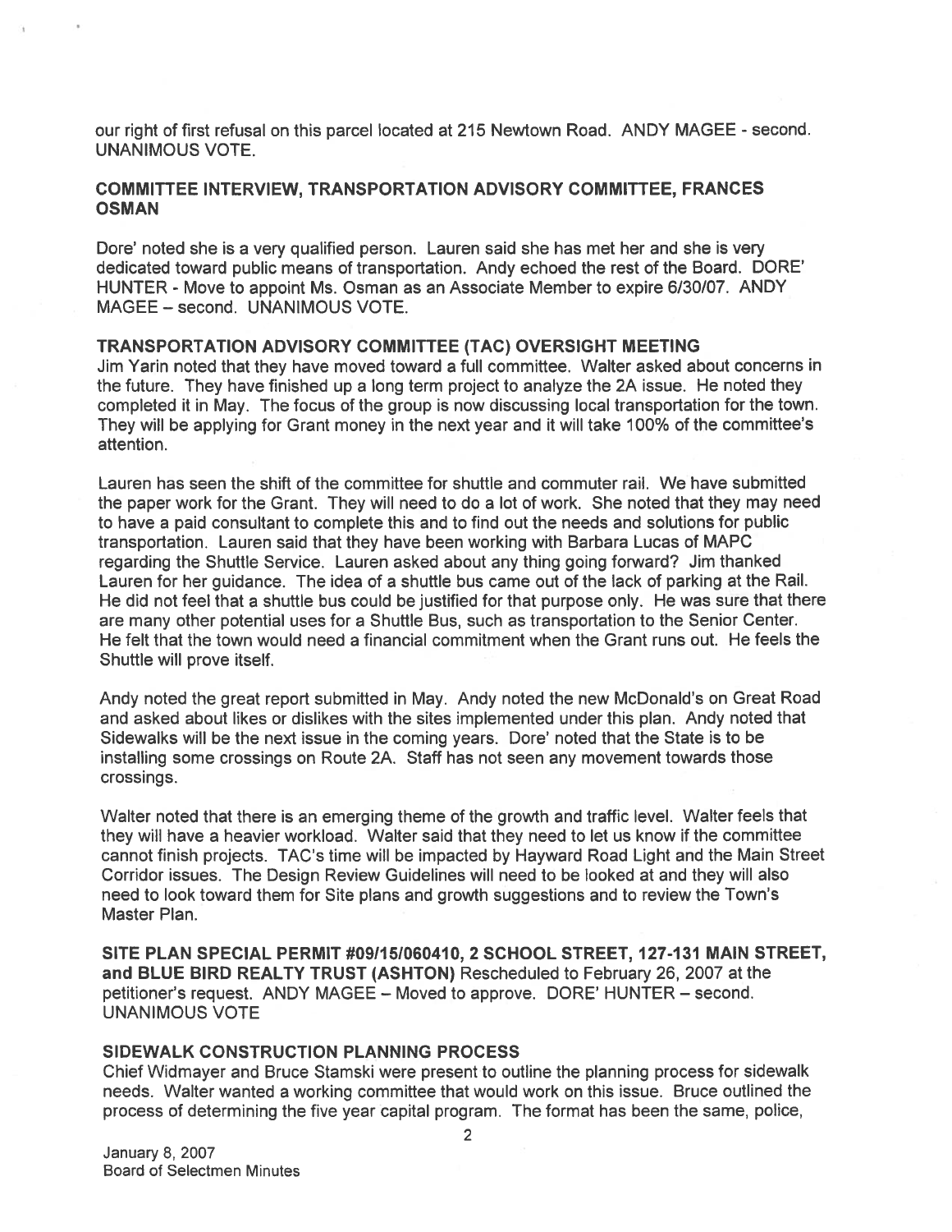our right of first refusal on this parcel located at 215 Newtown Road. ANDY MAGEE - second. UNANIMOUS VOTE.

## COMMITTEE INTERVIEW, TRANSPORTATION ADVISORY COMMITTEE, FRANCES OSMAN

Dore' noted she is a very qualified person. Lauren said she has met her and she is very dedicated toward public means of transportation. Andy echoed the rest of the Board. DORE' HUNTER - Move to appoint Ms. Osman as an Associate Member to expire 6/30/07. ANDY MAGEE – second. UNANIMOUS VOTE.

## TRANSPORTATION ADVISORY COMMITTEE (TAC) OVERSIGHT MEETING

Jim Yarin noted that they have moved toward a full committee. Walter asked about concerns in the future. They have finished up a long term project to analyze the 2A issue. He noted they completed it in May. The focus of the group is now discussing local transportation for the town. They will be applying for Grant money in the next year and it will take 100% of the committee's attention.

Lauren has seen the shift of the committee for shuttle and commuter rail. We have submitted the paper work for the Grant. They will need to do a lot of work. She noted that they may need to have a paid consultant to complete this and to find out the needs and solutions for public transportation. Lauren said that they have been working with Barbara Lucas of MAPC regarding the Shuttle Service. Lauren asked about any thing going forward? Jim thanked Lauren for her guidance. The idea of a shuttle bus came out of the lack of parking at the Rail. He did not feel that a shuttle bus could be justified for that purpose only. He was sure that there are many other potential uses for a Shuttle Bus, such as transportation to the Senior Center. He felt that the town would need a financial commitment when the Grant runs out. He feels the Shuttle will prove itself.

Andy noted the great report submitted in May. Andy noted the new McDonald's on Great Road and asked about likes or dislikes with the sites implemented under this plan. Andy noted that Sidewalks will be the next issue in the coming years. Dore' noted that the State is to be installing some crossings on Route 2A. Staff has not seen any movement towards those crossings.

Walter noted that there is an emerging theme of the growth and traffic level. Walter feels that they will have a heavier workload. Walter said that they need to let us know if the committee cannot finish projects. TAC's time will be impacted by Hayward Road Light and the Main Street Corridor issues. The Design Review Guidelines will need to be looked at and they will also need to look toward them for Site plans and growth suggestions and to review the Town's Master Plan.

**SITE PLAN SPECIAL PERMIT #09/15/060410, 2 SCHOOL STREET, 127-131 MAIN STREET, and BLUE BIRD REALTY TRUST (ASHTON)** Rescheduled to February 26, 2007 at the petitioner's request. ANDY MAGEE – Moved to approve. DORE' HUNTER – second. UNANIMOUS VOTE

## SIDEWALK CONSTRUCTION PLANNING PROCESS

Chief Widmayer and Bruce Stamski were present to outline the planning process for sidewalk needs. Walter wanted a working committee that would work on this issue. Bruce outlined the process of determining the five year capital program. The format has been the same, police,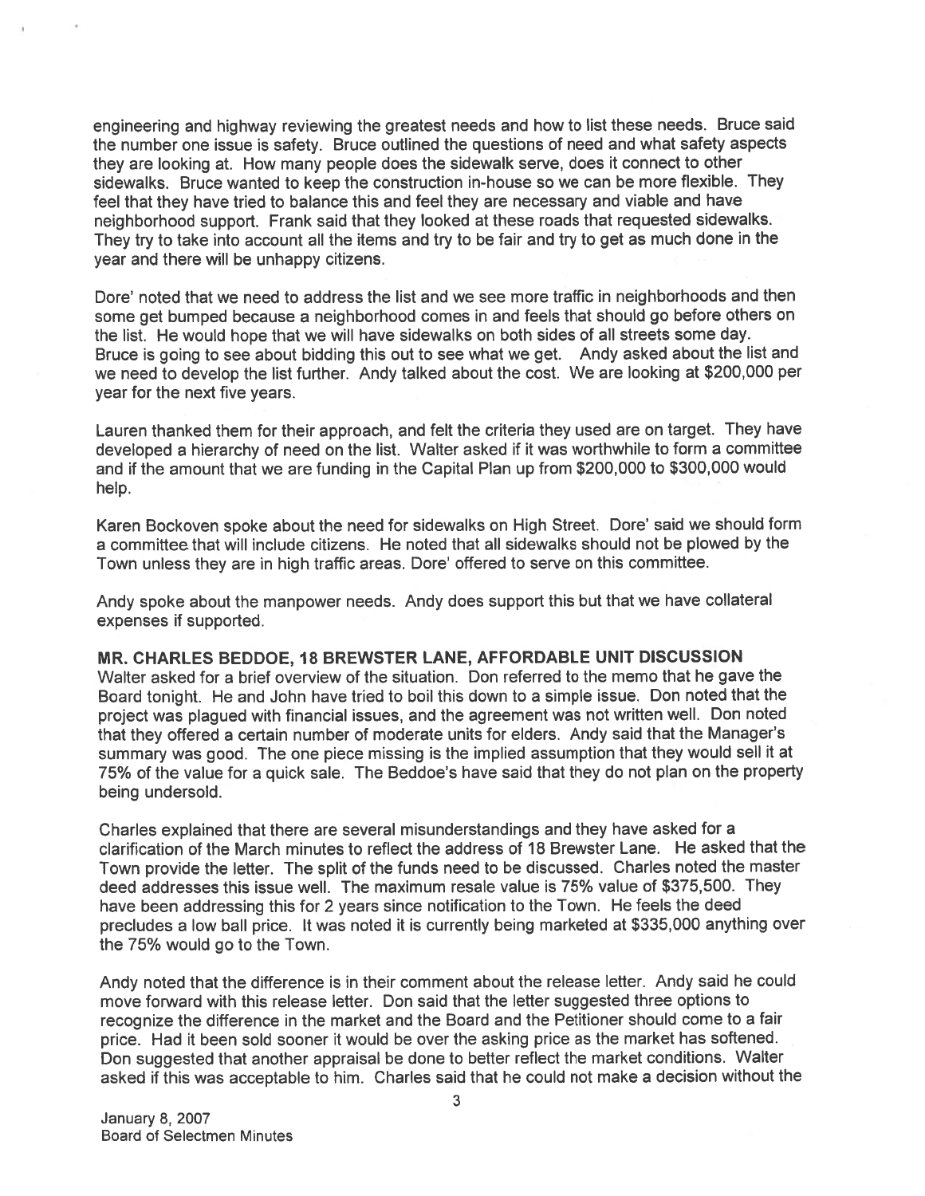engineering and highway reviewing the greatest needs and how to list these needs. Bruce said the number one issue is safety. Bruce outlined the questions of need and what safety aspects they are looking at. How many people does the sidewalk serve, does it connect to other sidewalks. Bruce wanted to keep the construction in-house so we can be more flexible. They feel that they have tried to balance this and feel they are necessary and viable and have neighborhood support. Frank said that they looked at these roads that requested sidewalks. They try to take into account all the items and try to be fair and try to get as much done in the year and there will be unhappy citizens.

Dore' noted that we need to address the list and we see more traffic in neighborhoods and then some get bumped because a neighborhood comes in and feels that should go before others on the list. He would hope that we will have sidewalks on both sides of all streets some day. Bruce is going to see about bidding this out to see what we get. Andy asked about the list and we need to develop the list further. Andy talked about the cost. We are looking at $200,000 per year for the next five years.

Lauren thanked them for their approach, and felt the criteria they used are on target. They have developed a hierarchy of need on the list. Walter asked if it was worthwhile to form a committee and if the amount that we are funding in the Capital Plan up from $200,000 to $300,000 would help.

Karen Bockoven spoke about the need for sidewalks on High Street. Dore' said we should form a committee that will include citizens. He noted that all sidewalks should not be plowed by the Town unless they are in high traffic areas. Dore' offered to serve on this committee.

Andy spoke about the manpower needs. Andy does support this but that we have collateral expenses if supported.

**MR. CHARLES BEDDOE, 18 BREWSTER LANE, AFFORDABLE UNIT DISCUSSION**

Walter asked for a brief overview of the situation. Don referred to the memo that he gave the Board tonight. He and John have tried to boil this down to a simple issue. Don noted that the project was plagued with financial issues, and the agreement was not written well. Don noted that they offered a certain number of moderate units for elders. Andy said that the Manager's summary was good. The one piece missing is the implied assumption that they would sell it at 75% of the value for a quick sale. The Beddoe's have said that they do not plan on the property being undersold.

Charles explained that there are several misunderstandings and they have asked for a clarification of the March minutes to reflect the address of 18 Brewster Lane. He asked that the Town provide the letter. The split of the funds need to be discussed. Charles noted the master deed addresses this issue well. The maximum resale value is 75% value of $375,500. They have been addressing this for 2 years since notification to the Town. He feels the deed precludes a low ball price. It was noted it is currently being marketed at $335,000 anything over the 75% would go to the Town.

Andy noted that the difference is in their comment about the release letter. Andy said he could move forward with this release letter. Don said that the letter suggested three options to recognize the difference in the market and the Board and the Petitioner should come to a fair price. Had it been sold sooner it would be over the asking price as the market has softened. Don suggested that another appraisal be done to better reflect the market conditions. Walter asked if this was acceptable to him. Charles said that he could not make a decision without the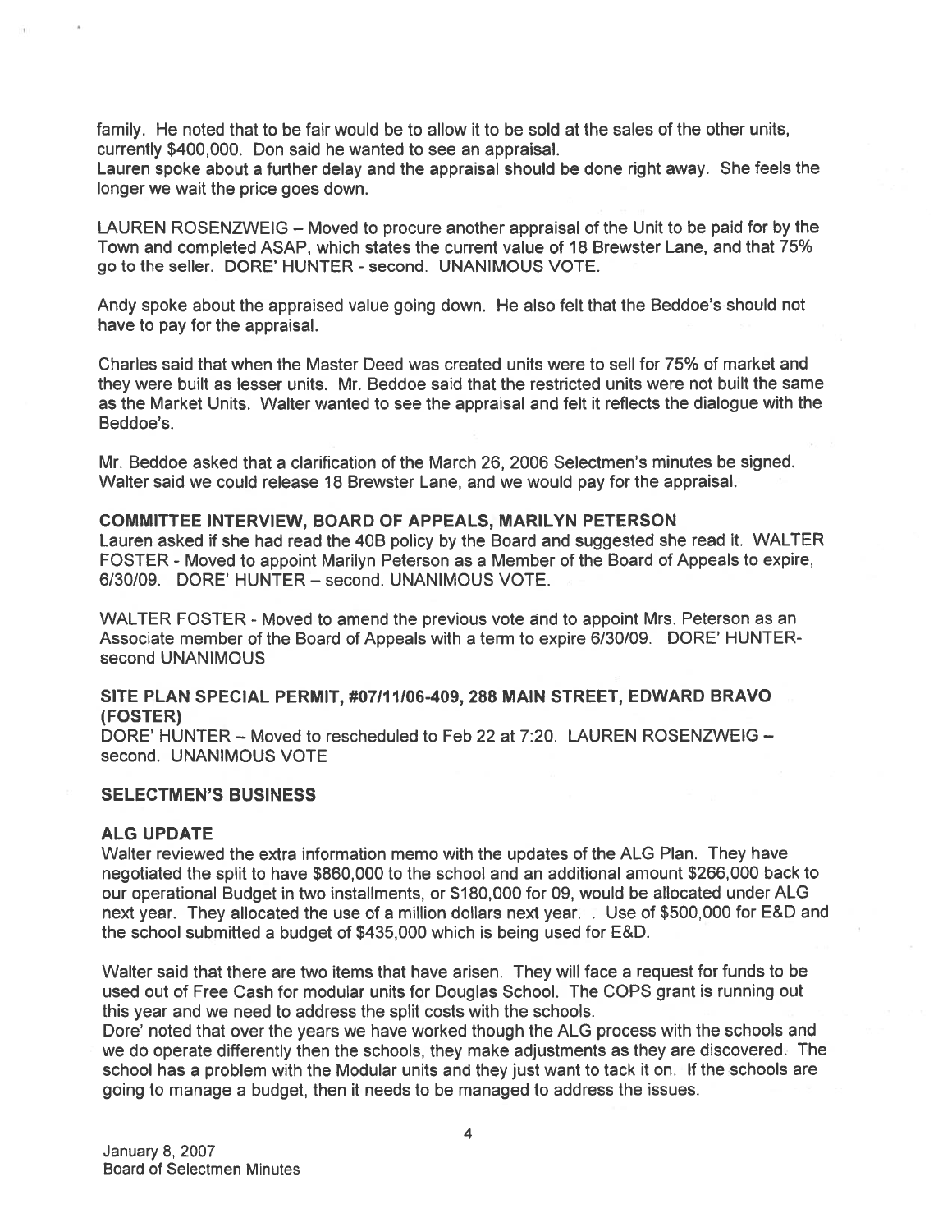family. He noted that to be fair would be to allow it to be sold at the sales of the other units, currently $400,000. Don said he wanted to see an appraisal.
Lauren spoke about a further delay and the appraisal should be done right away. She feels the longer we wait the price goes down.

LAUREN ROSENZWEIG – Moved to procure another appraisal of the Unit to be paid for by the Town and completed ASAP, which states the current value of 18 Brewster Lane, and that 75% go to the seller. DORE' HUNTER - second. UNANIMOUS VOTE.

Andy spoke about the appraised value going down. He also felt that the Beddoe's should not have to pay for the appraisal.

Charles said that when the Master Deed was created units were to sell for 75% of market and they were built as lesser units. Mr. Beddoe said that the restricted units were not built the same as the Market Units. Walter wanted to see the appraisal and felt it reflects the dialogue with the Beddoe's.

Mr. Beddoe asked that a clarification of the March 26, 2006 Selectmen's minutes be signed. Walter said we could release 18 Brewster Lane, and we would pay for the appraisal.

**COMMITTEE INTERVIEW, BOARD OF APPEALS, MARILYN PETERSON**

Lauren asked if she had read the 40B policy by the Board and suggested she read it. WALTER FOSTER - Moved to appoint Marilyn Peterson as a Member of the Board of Appeals to expire, 6/30/09. DORE' HUNTER – second. UNANIMOUS VOTE.

WALTER FOSTER - Moved to amend the previous vote and to appoint Mrs. Peterson as an Associate member of the Board of Appeals with a term to expire 6/30/09. DORE' HUNTER-second UNANIMOUS

**SITE PLAN SPECIAL PERMIT, #07/11/06-409, 288 MAIN STREET, EDWARD BRAVO (FOSTER)**

DORE' HUNTER – Moved to rescheduled to Feb 22 at 7:20. LAUREN ROSENZWEIG – second. UNANIMOUS VOTE

**SELECTMEN'S BUSINESS**

**ALG UPDATE**

Walter reviewed the extra information memo with the updates of the ALG Plan. They have negotiated the split to have $860,000 to the school and an additional amount $266,000 back to our operational Budget in two installments, or $180,000 for 09, would be allocated under ALG next year. They allocated the use of a million dollars next year. . Use of $500,000 for E&D and the school submitted a budget of $435,000 which is being used for E&D.

Walter said that there are two items that have arisen. They will face a request for funds to be used out of Free Cash for modular units for Douglas School. The COPS grant is running out this year and we need to address the split costs with the schools.
Dore' noted that over the years we have worked though the ALG process with the schools and we do operate differently then the schools, they make adjustments as they are discovered. The school has a problem with the Modular units and they just want to tack it on. If the schools are going to manage a budget, then it needs to be managed to address the issues.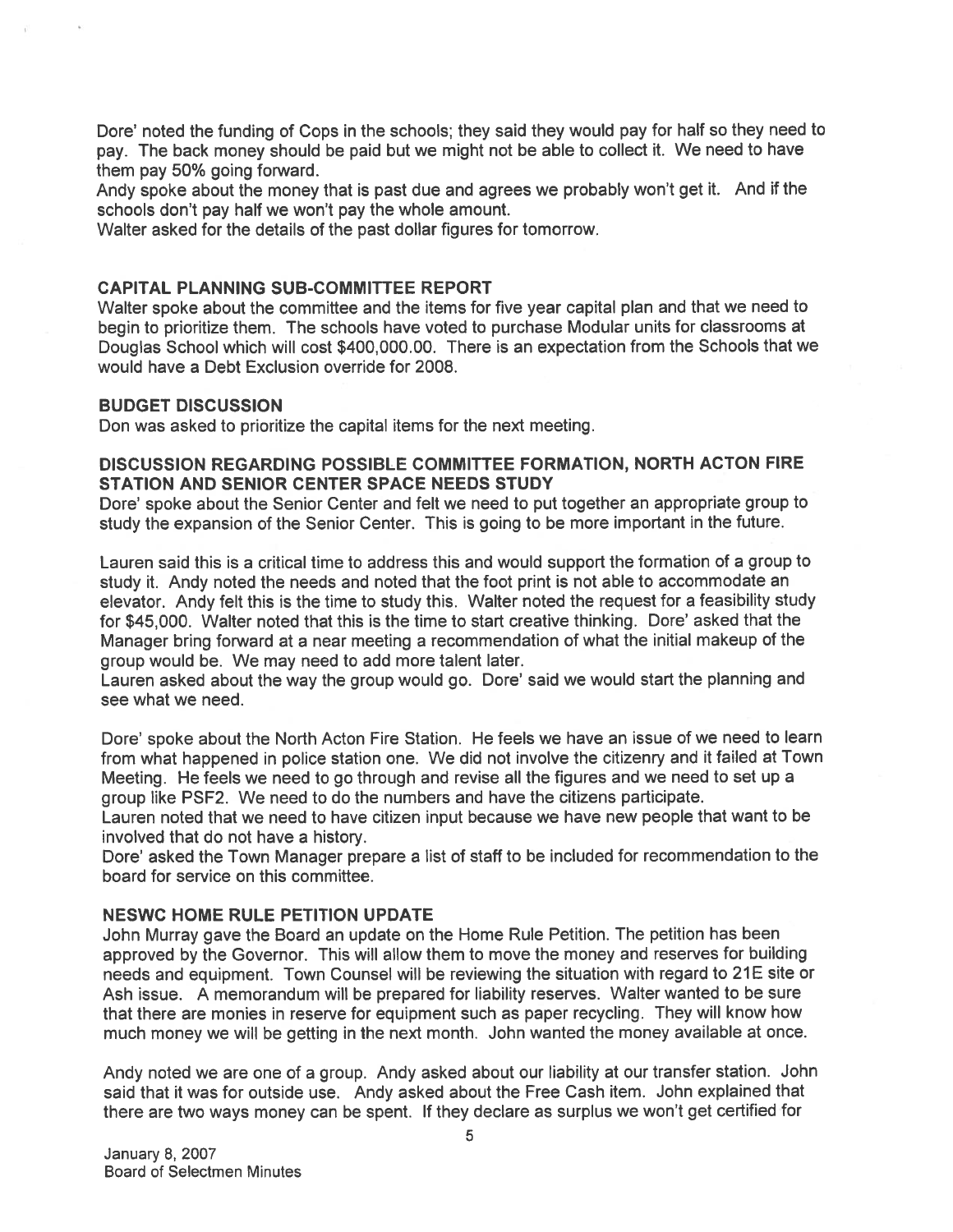Dore' noted the funding of Cops in the schools; they said they would pay for half so they need to pay. The back money should be paid but we might not be able to collect it. We need to have them pay 50% going forward.

Andy spoke about the money that is past due and agrees we probably won't get it. And if the schools don't pay half we won't pay the whole amount.

Walter asked for the details of the past dollar figures for tomorrow.

**CAPITAL PLANNING SUB-COMMITTEE REPORT**

Walter spoke about the committee and the items for five year capital plan and that we need to begin to prioritize them. The schools have voted to purchase Modular units for classrooms at Douglas School which will cost $400,000.00. There is an expectation from the Schools that we would have a Debt Exclusion override for 2008.

**BUDGET DISCUSSION**

Don was asked to prioritize the capital items for the next meeting.

**DISCUSSION REGARDING POSSIBLE COMMITTEE FORMATION, NORTH ACTON FIRE STATION AND SENIOR CENTER SPACE NEEDS STUDY**

Dore' spoke about the Senior Center and felt we need to put together an appropriate group to study the expansion of the Senior Center. This is going to be more important in the future.

Lauren said this is a critical time to address this and would support the formation of a group to study it. Andy noted the needs and noted that the foot print is not able to accommodate an elevator. Andy felt this is the time to study this. Walter noted the request for a feasibility study for $45,000. Walter noted that this is the time to start creative thinking. Dore' asked that the Manager bring forward at a near meeting a recommendation of what the initial makeup of the group would be. We may need to add more talent later.

Lauren asked about the way the group would go. Dore' said we would start the planning and see what we need.

Dore' spoke about the North Acton Fire Station. He feels we have an issue of we need to learn from what happened in police station one. We did not involve the citizenry and it failed at Town Meeting. He feels we need to go through and revise all the figures and we need to set up a group like PSF2. We need to do the numbers and have the citizens participate.

Lauren noted that we need to have citizen input because we have new people that want to be involved that do not have a history.

Dore' asked the Town Manager prepare a list of staff to be included for recommendation to the board for service on this committee.

**NESWC HOME RULE PETITION UPDATE**

John Murray gave the Board an update on the Home Rule Petition. The petition has been approved by the Governor. This will allow them to move the money and reserves for building needs and equipment. Town Counsel will be reviewing the situation with regard to 21E site or Ash issue. A memorandum will be prepared for liability reserves. Walter wanted to be sure that there are monies in reserve for equipment such as paper recycling. They will know how much money we will be getting in the next month. John wanted the money available at once.

Andy noted we are one of a group. Andy asked about our liability at our transfer station. John said that it was for outside use. Andy asked about the Free Cash item. John explained that there are two ways money can be spent. If they declare as surplus we won't get certified for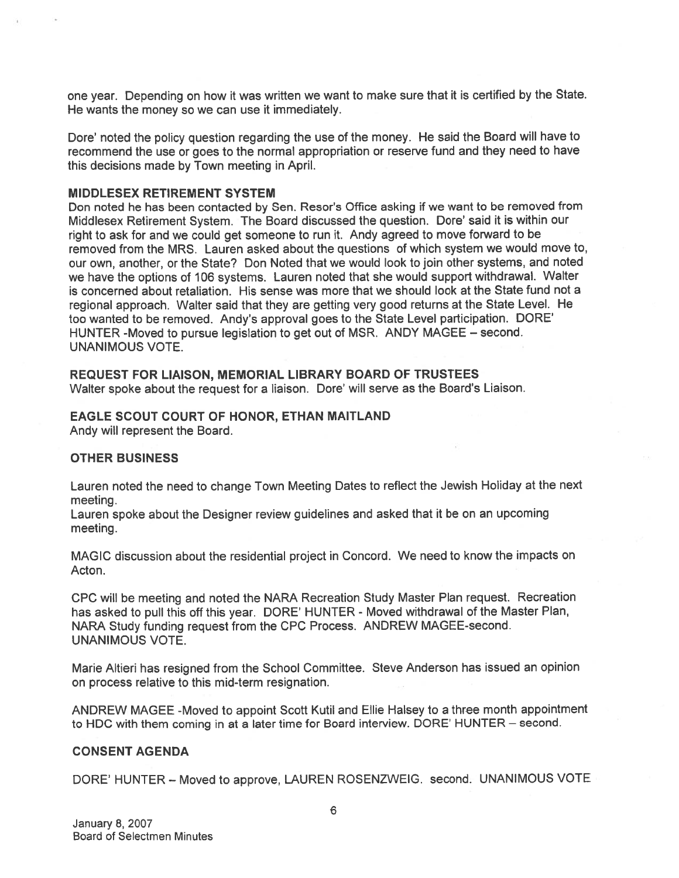one year. Depending on how it was written we want to make sure that it is certified by the State. He wants the money so we can use it immediately.

Dore' noted the policy question regarding the use of the money. He said the Board will have to recommend the use or goes to the normal appropriation or reserve fund and they need to have this decisions made by Town meeting in April.

**MIDDLESEX RETIREMENT SYSTEM**

Don noted he has been contacted by Sen. Resor's Office asking if we want to be removed from Middlesex Retirement System. The Board discussed the question. Dore' said it is within our right to ask for and we could get someone to run it. Andy agreed to move forward to be removed from the MRS. Lauren asked about the questions of which system we would move to, our own, another, or the State? Don Noted that we would look to join other systems, and noted we have the options of 106 systems. Lauren noted that she would support withdrawal. Walter is concerned about retaliation. His sense was more that we should look at the State fund not a regional approach. Walter said that they are getting very good returns at the State Level. He too wanted to be removed. Andy's approval goes to the State Level participation. DORE' HUNTER -Moved to pursue legislation to get out of MSR. ANDY MAGEE – second. UNANIMOUS VOTE.

**REQUEST FOR LIAISON, MEMORIAL LIBRARY BOARD OF TRUSTEES**

Walter spoke about the request for a liaison. Dore' will serve as the Board's Liaison.

**EAGLE SCOUT COURT OF HONOR, ETHAN MAITLAND**

Andy will represent the Board.

**OTHER BUSINESS**

Lauren noted the need to change Town Meeting Dates to reflect the Jewish Holiday at the next meeting.
Lauren spoke about the Designer review guidelines and asked that it be on an upcoming meeting.

MAGIC discussion about the residential project in Concord. We need to know the impacts on Acton.

CPC will be meeting and noted the NARA Recreation Study Master Plan request. Recreation has asked to pull this off this year. DORE' HUNTER - Moved withdrawal of the Master Plan, NARA Study funding request from the CPC Process. ANDREW MAGEE-second. UNANIMOUS VOTE.

Marie Altieri has resigned from the School Committee. Steve Anderson has issued an opinion on process relative to this mid-term resignation.

ANDREW MAGEE -Moved to appoint Scott Kutil and Ellie Halsey to a three month appointment to HDC with them coming in at a later time for Board interview. DORE' HUNTER – second.

**CONSENT AGENDA**

DORE' HUNTER – Moved to approve, LAUREN ROSENZWEIG. second. UNANIMOUS VOTE

January 8, 2007
Board of Selectmen Minutes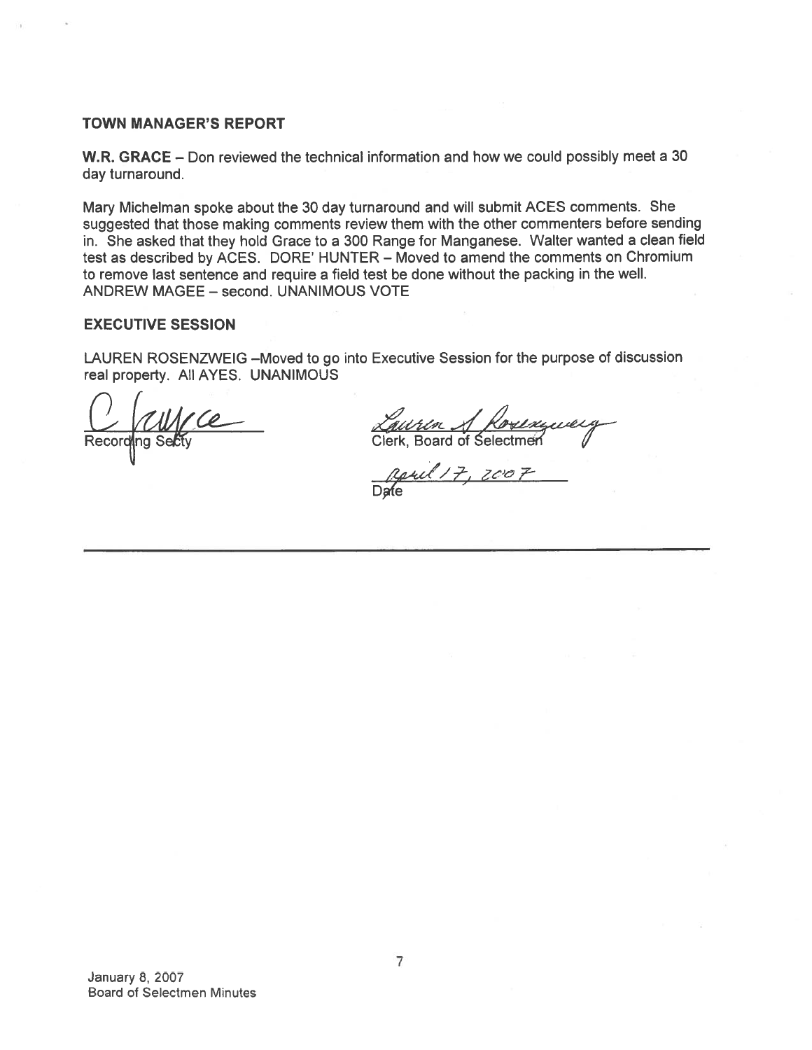**TOWN MANAGER'S REPORT**

**W.R. GRACE** – Don reviewed the technical information and how we could possibly meet a 30 day turnaround.

Mary Michelman spoke about the 30 day turnaround and will submit ACES comments. She suggested that those making comments review them with the other commenters before sending in. She asked that they hold Grace to a 300 Range for Manganese. Walter wanted a clean field test as described by ACES. DORE' HUNTER – Moved to amend the comments on Chromium to remove last sentence and require a field test be done without the packing in the well. ANDREW MAGEE – second. UNANIMOUS VOTE

**EXECUTIVE SESSION**

LAUREN ROSENZWEIG –Moved to go into Executive Session for the purpose of discussion real property. All AYES. UNANIMOUS

Recording Secty

Lauren S Rosenzweig
Clerk, Board of Selectmen

April 17, 2007
Date

January 8, 2007
Board of Selectmen Minutes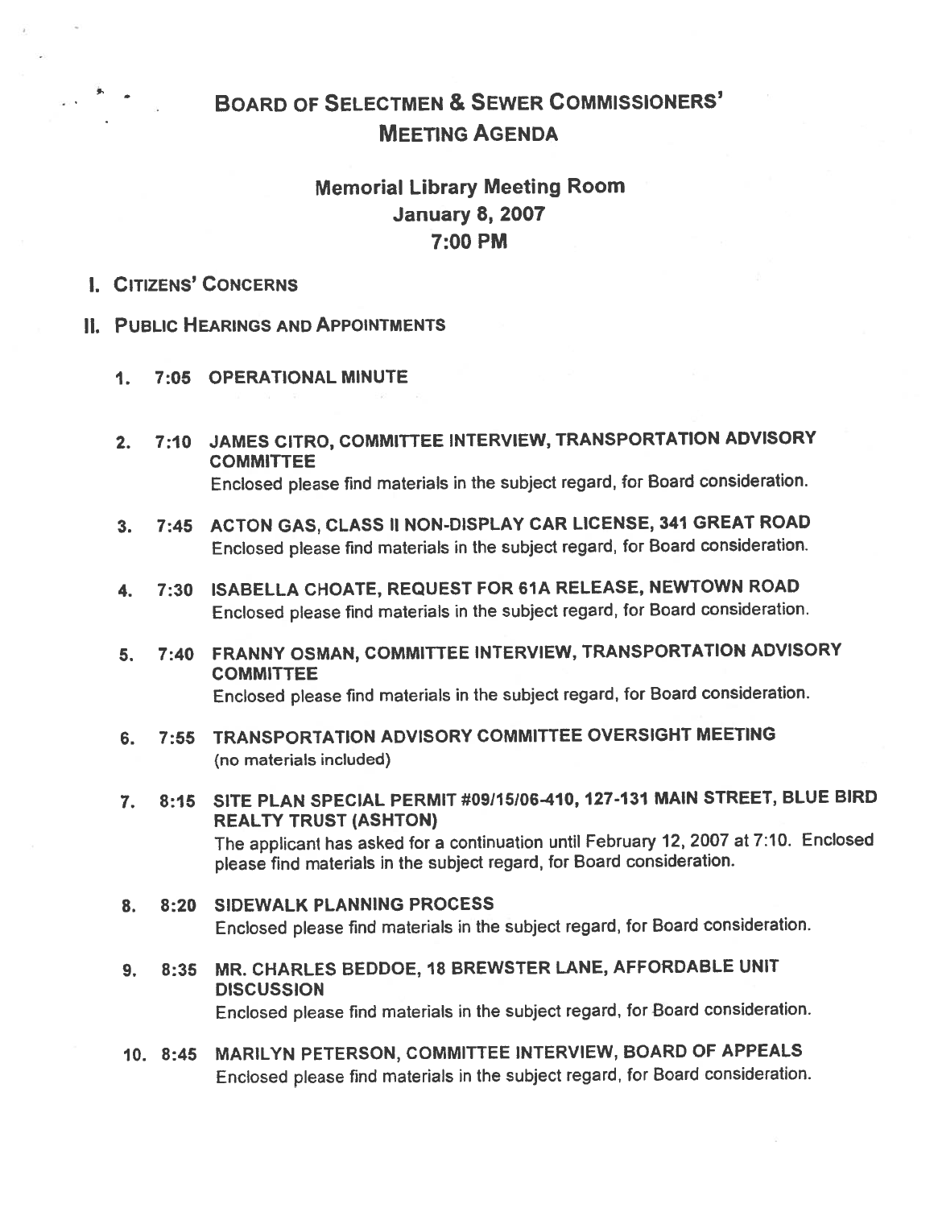# BOARD OF SELECTMEN & SEWER COMMISSIONERS' MEETING AGENDA

## Memorial Library Meeting Room
## January 8, 2007
## 7:00 PM

### I. CITIZENS' CONCERNS

### II. PUBLIC HEARINGS AND APPOINTMENTS

1. **7:05 OPERATIONAL MINUTE**

2. **7:10 JAMES CITRO, COMMITTEE INTERVIEW, TRANSPORTATION ADVISORY COMMITTEE**
   Enclosed please find materials in the subject regard, for Board consideration.

3. **7:45 ACTON GAS, CLASS II NON-DISPLAY CAR LICENSE, 341 GREAT ROAD**
   Enclosed please find materials in the subject regard, for Board consideration.

4. **7:30 ISABELLA CHOATE, REQUEST FOR 61A RELEASE, NEWTOWN ROAD**
   Enclosed please find materials in the subject regard, for Board consideration.

5. **7:40 FRANNY OSMAN, COMMITTEE INTERVIEW, TRANSPORTATION ADVISORY COMMITTEE**
   Enclosed please find materials in the subject regard, for Board consideration.

6. **7:55 TRANSPORTATION ADVISORY COMMITTEE OVERSIGHT MEETING**
   (no materials included)

7. **8:15 SITE PLAN SPECIAL PERMIT #09/15/06-410, 127-131 MAIN STREET, BLUE BIRD REALTY TRUST (ASHTON)**
   The applicant has asked for a continuation until February 12, 2007 at 7:10. Enclosed please find materials in the subject regard, for Board consideration.

8. **8:20 SIDEWALK PLANNING PROCESS**
   Enclosed please find materials in the subject regard, for Board consideration.

9. **8:35 MR. CHARLES BEDDOE, 18 BREWSTER LANE, AFFORDABLE UNIT DISCUSSION**
   Enclosed please find materials in the subject regard, for Board consideration.

10. **8:45 MARILYN PETERSON, COMMITTEE INTERVIEW, BOARD OF APPEALS**
    Enclosed please find materials in the subject regard, for Board consideration.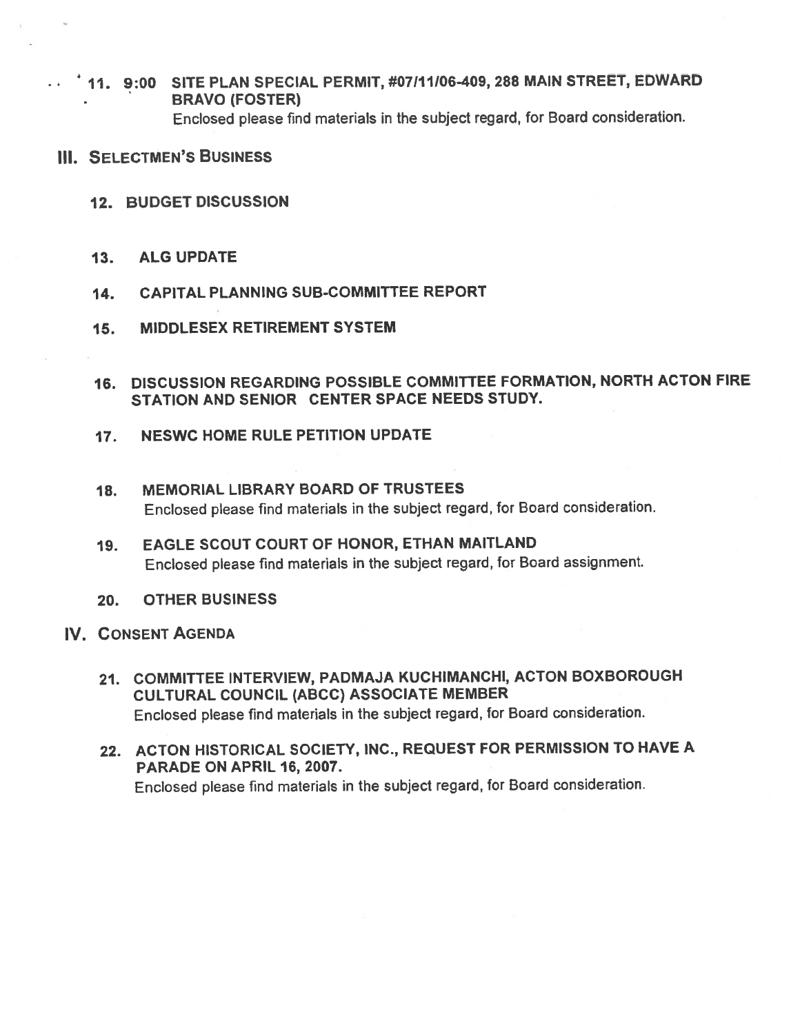**11. 9:00 SITE PLAN SPECIAL PERMIT, #07/11/06-409, 288 MAIN STREET, EDWARD BRAVO (FOSTER)**

Enclosed please find materials in the subject regard, for Board consideration.

## III. SELECTMEN'S BUSINESS

**12. BUDGET DISCUSSION**

**13. ALG UPDATE**

**14. CAPITAL PLANNING SUB-COMMITTEE REPORT**

**15. MIDDLESEX RETIREMENT SYSTEM**

**16. DISCUSSION REGARDING POSSIBLE COMMITTEE FORMATION, NORTH ACTON FIRE STATION AND SENIOR CENTER SPACE NEEDS STUDY.**

**17. NESWC HOME RULE PETITION UPDATE**

**18. MEMORIAL LIBRARY BOARD OF TRUSTEES**

Enclosed please find materials in the subject regard, for Board consideration.

**19. EAGLE SCOUT COURT OF HONOR, ETHAN MAITLAND**

Enclosed please find materials in the subject regard, for Board assignment.

**20. OTHER BUSINESS**

## IV. CONSENT AGENDA

**21. COMMITTEE INTERVIEW, PADMAJA KUCHIMANCHI, ACTON BOXBOROUGH CULTURAL COUNCIL (ABCC) ASSOCIATE MEMBER**

Enclosed please find materials in the subject regard, for Board consideration.

**22. ACTON HISTORICAL SOCIETY, INC., REQUEST FOR PERMISSION TO HAVE A PARADE ON APRIL 16, 2007.**

Enclosed please find materials in the subject regard, for Board consideration.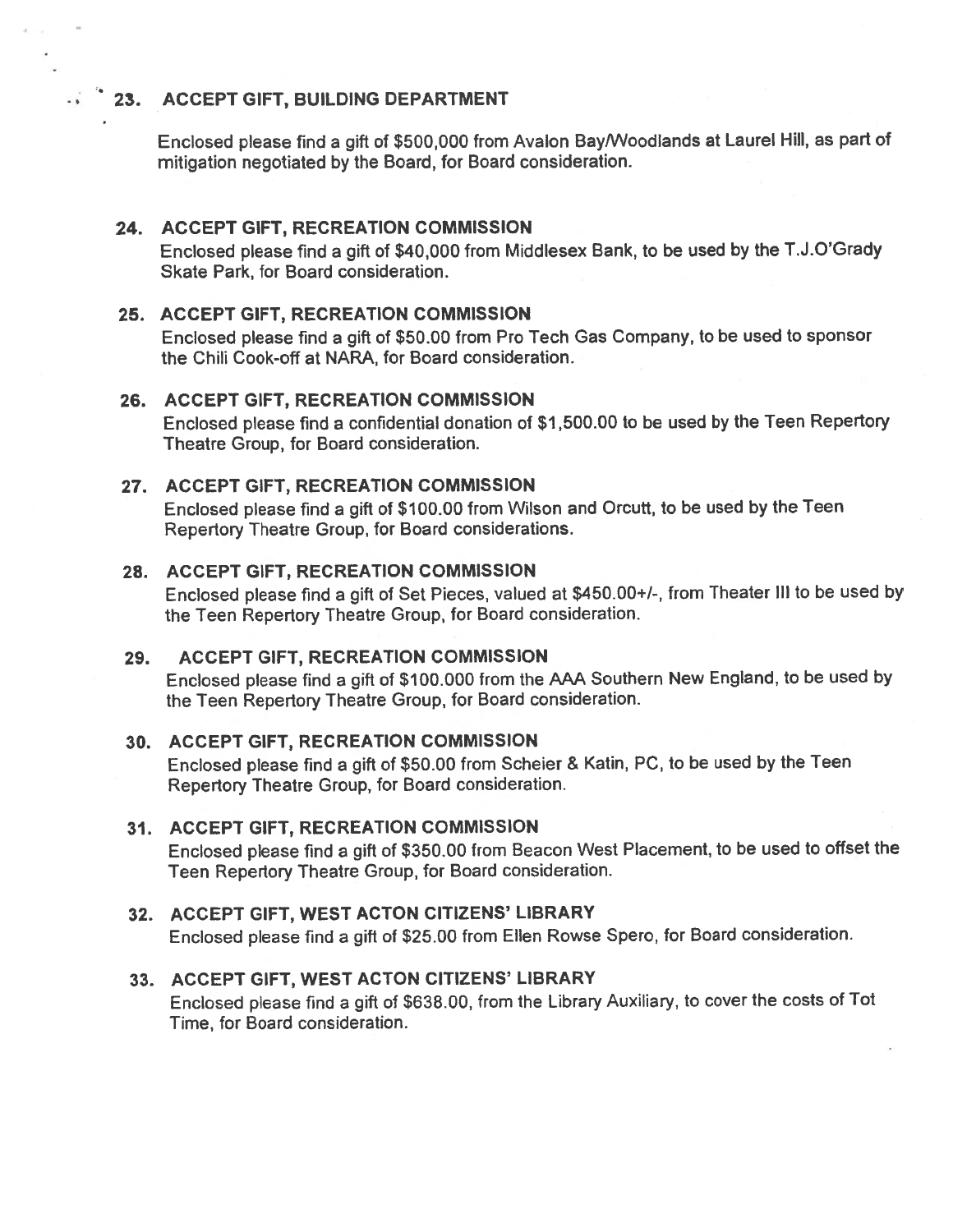## 23. ACCEPT GIFT, BUILDING DEPARTMENT

Enclosed please find a gift of $500,000 from Avalon Bay/Woodlands at Laurel Hill, as part of mitigation negotiated by the Board, for Board consideration.

## 24. ACCEPT GIFT, RECREATION COMMISSION

Enclosed please find a gift of $40,000 from Middlesex Bank, to be used by the T.J.O'Grady Skate Park, for Board consideration.

## 25. ACCEPT GIFT, RECREATION COMMISSION

Enclosed please find a gift of $50.00 from Pro Tech Gas Company, to be used to sponsor the Chili Cook-off at NARA, for Board consideration.

## 26. ACCEPT GIFT, RECREATION COMMISSION

Enclosed please find a confidential donation of $1,500.00 to be used by the Teen Repertory Theatre Group, for Board consideration.

## 27. ACCEPT GIFT, RECREATION COMMISSION

Enclosed please find a gift of $100.00 from Wilson and Orcutt, to be used by the Teen Repertory Theatre Group, for Board considerations.

## 28. ACCEPT GIFT, RECREATION COMMISSION

Enclosed please find a gift of Set Pieces, valued at $450.00+/-, from Theater III to be used by the Teen Repertory Theatre Group, for Board consideration.

## 29. ACCEPT GIFT, RECREATION COMMISSION

Enclosed please find a gift of $100.000 from the AAA Southern New England, to be used by the Teen Repertory Theatre Group, for Board consideration.

## 30. ACCEPT GIFT, RECREATION COMMISSION

Enclosed please find a gift of $50.00 from Scheier & Katin, PC, to be used by the Teen Repertory Theatre Group, for Board consideration.

## 31. ACCEPT GIFT, RECREATION COMMISSION

Enclosed please find a gift of $350.00 from Beacon West Placement, to be used to offset the Teen Repertory Theatre Group, for Board consideration.

## 32. ACCEPT GIFT, WEST ACTON CITIZENS' LIBRARY

Enclosed please find a gift of $25.00 from Ellen Rowse Spero, for Board consideration.

## 33. ACCEPT GIFT, WEST ACTON CITIZENS' LIBRARY

Enclosed please find a gift of $638.00, from the Library Auxiliary, to cover the costs of Tot Time, for Board consideration.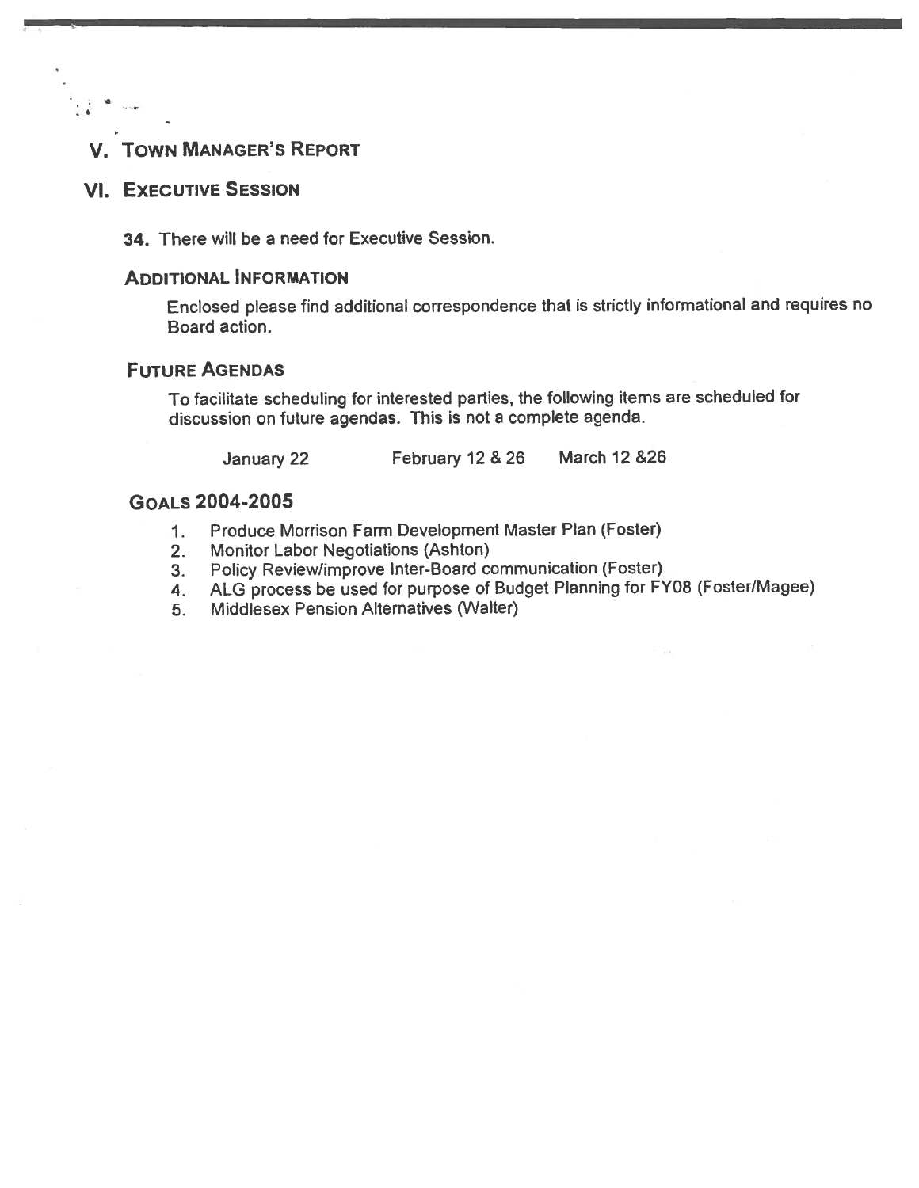## V. Town Manager's Report

## VI. Executive Session

**34.** There will be a need for Executive Session.

### Additional Information

Enclosed please find additional correspondence that is strictly informational and requires no Board action.

### Future Agendas

To facilitate scheduling for interested parties, the following items are scheduled for discussion on future agendas. This is not a complete agenda.

January 22 February 12 & 26 March 12 &26

### Goals 2004-2005

1. Produce Morrison Farm Development Master Plan (Foster)
2. Monitor Labor Negotiations (Ashton)
3. Policy Review/improve Inter-Board communication (Foster)
4. ALG process be used for purpose of Budget Planning for FY08 (Foster/Magee)
5. Middlesex Pension Alternatives (Walter)